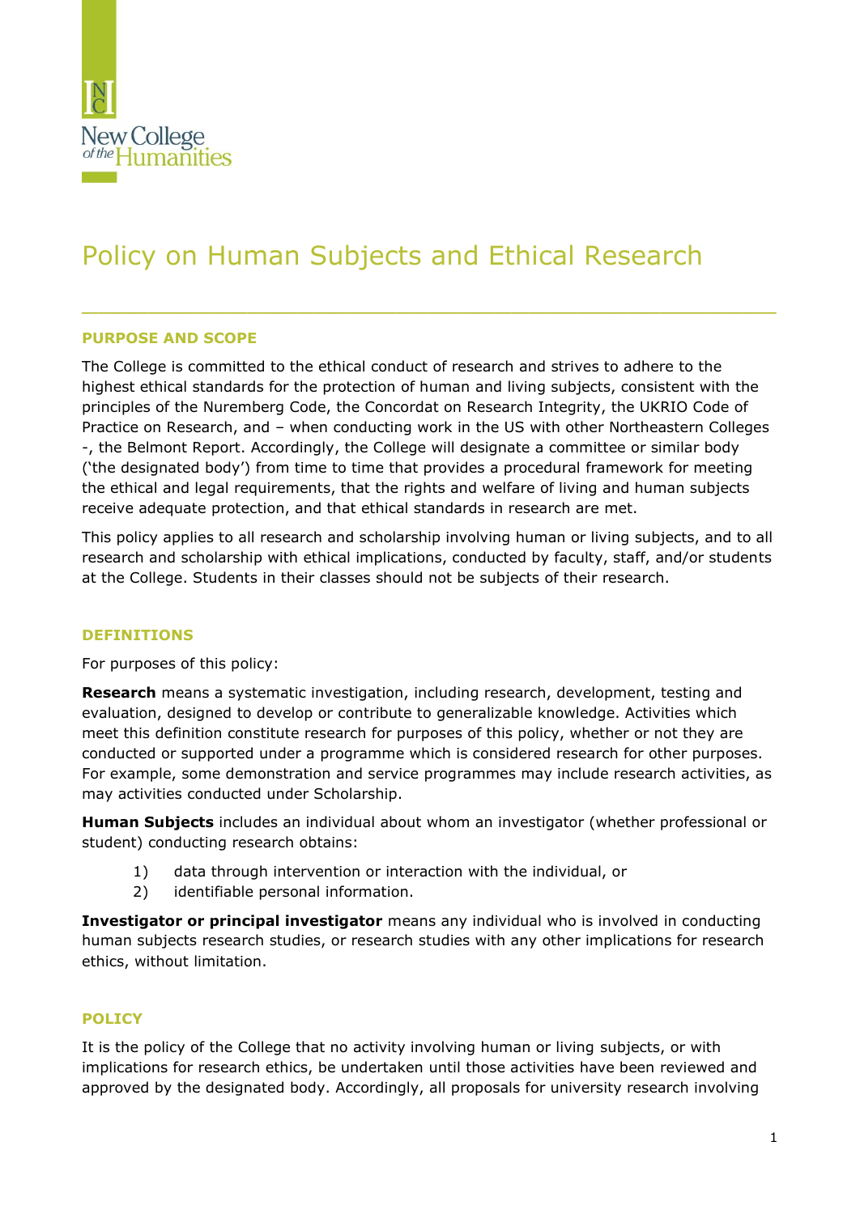# Policy on Human Subjects and Ethical Research

## PURPOSE AND SCOPE

The College is committed to the ethical conduct of research and strives to adhere to the highest ethical standards for the protection of human and living subjects, consistent with the principles of the Nuremberg Code, the Concordat on Research Integrity, the UKRIO Code of Practice on Research, and – when conducting work in the US with other Northeastern Colleges -, the Belmont Report. Accordingly, the College will designate a committee or similar body ('the designated body') from time to time that provides a procedural framework for meeting the ethical and legal requirements, that the rights and welfare of living and human subjects receive adequate protection, and that ethical standards in research are met.

This policy applies to all research and scholarship involving human or living subjects, and to all research and scholarship with ethical implications, conducted by faculty, staff, and/or students at the College. Students in their classes should not be subjects of their research.

## DEFINITIONS

For purposes of this policy:

**Research** means a systematic investigation, including research, development, testing and evaluation, designed to develop or contribute to generalizable knowledge. Activities which meet this definition constitute research for purposes of this policy, whether or not they are conducted or supported under a programme which is considered research for other purposes. For example, some demonstration and service programmes may include research activities, as may activities conducted under Scholarship.

**Human Subjects** includes an individual about whom an investigator (whether professional or student) conducting research obtains:

1) data through intervention or interaction with the individual, or
2) identifiable personal information.

**Investigator or principal investigator** means any individual who is involved in conducting human subjects research studies, or research studies with any other implications for research ethics, without limitation.

## POLICY

It is the policy of the College that no activity involving human or living subjects, or with implications for research ethics, be undertaken until those activities have been reviewed and approved by the designated body. Accordingly, all proposals for university research involving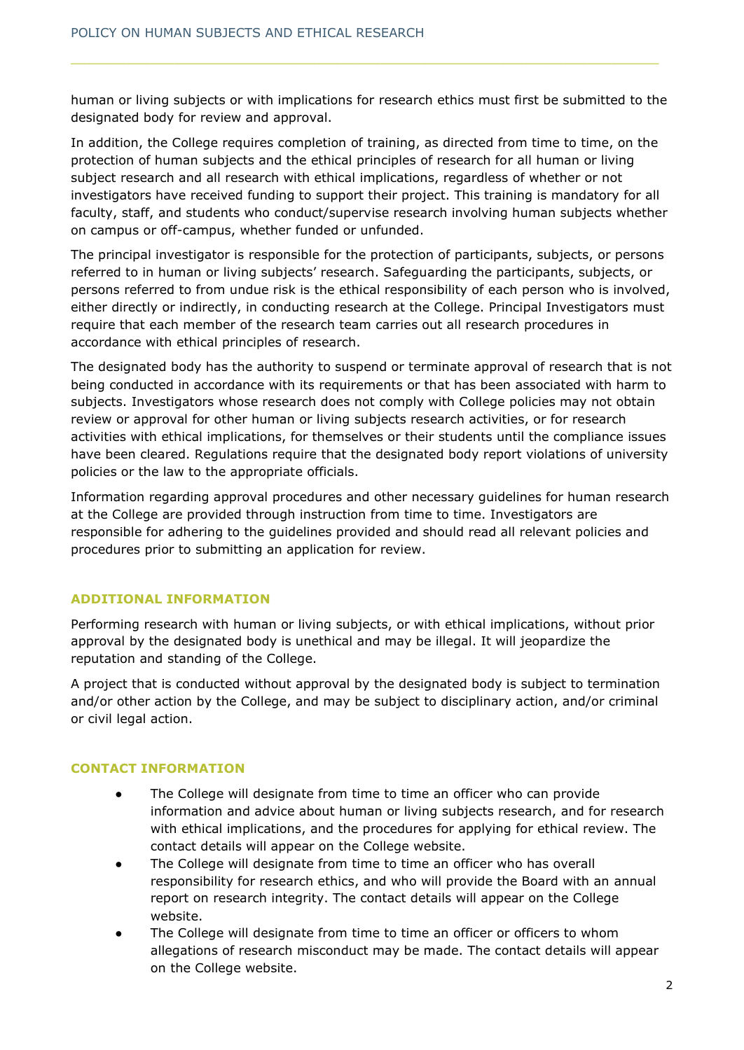human or living subjects or with implications for research ethics must first be submitted to the designated body for review and approval.

In addition, the College requires completion of training, as directed from time to time, on the protection of human subjects and the ethical principles of research for all human or living subject research and all research with ethical implications, regardless of whether or not investigators have received funding to support their project. This training is mandatory for all faculty, staff, and students who conduct/supervise research involving human subjects whether on campus or off-campus, whether funded or unfunded.

The principal investigator is responsible for the protection of participants, subjects, or persons referred to in human or living subjects' research. Safeguarding the participants, subjects, or persons referred to from undue risk is the ethical responsibility of each person who is involved, either directly or indirectly, in conducting research at the College. Principal Investigators must require that each member of the research team carries out all research procedures in accordance with ethical principles of research.

The designated body has the authority to suspend or terminate approval of research that is not being conducted in accordance with its requirements or that has been associated with harm to subjects. Investigators whose research does not comply with College policies may not obtain review or approval for other human or living subjects research activities, or for research activities with ethical implications, for themselves or their students until the compliance issues have been cleared. Regulations require that the designated body report violations of university policies or the law to the appropriate officials.

Information regarding approval procedures and other necessary guidelines for human research at the College are provided through instruction from time to time. Investigators are responsible for adhering to the guidelines provided and should read all relevant policies and procedures prior to submitting an application for review.

## ADDITIONAL INFORMATION

Performing research with human or living subjects, or with ethical implications, without prior approval by the designated body is unethical and may be illegal. It will jeopardize the reputation and standing of the College.

A project that is conducted without approval by the designated body is subject to termination and/or other action by the College, and may be subject to disciplinary action, and/or criminal or civil legal action.

## CONTACT INFORMATION

- The College will designate from time to time an officer who can provide information and advice about human or living subjects research, and for research with ethical implications, and the procedures for applying for ethical review. The contact details will appear on the College website.
- The College will designate from time to time an officer who has overall responsibility for research ethics, and who will provide the Board with an annual report on research integrity. The contact details will appear on the College website.
- The College will designate from time to time an officer or officers to whom allegations of research misconduct may be made. The contact details will appear on the College website.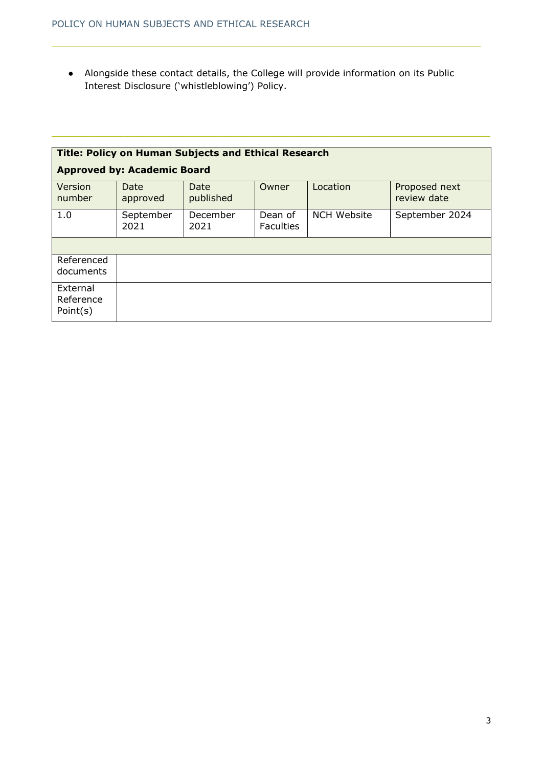- Alongside these contact details, the College will provide information on its Public Interest Disclosure ('whistleblowing') Policy.

| | | | | | |
|---|---|---|---|---|---|
| **Title: Policy on Human Subjects and Ethical Research** | | | | | |
| **Approved by: Academic Board** | | | | | |
| Version number | Date approved | Date published | Owner | Location | Proposed next review date |
| 1.0 | September 2021 | December 2021 | Dean of Faculties | NCH Website | September 2024 |
| | | | | | |
| Referenced documents | | | | | |
| External Reference Point(s) | | | | | |